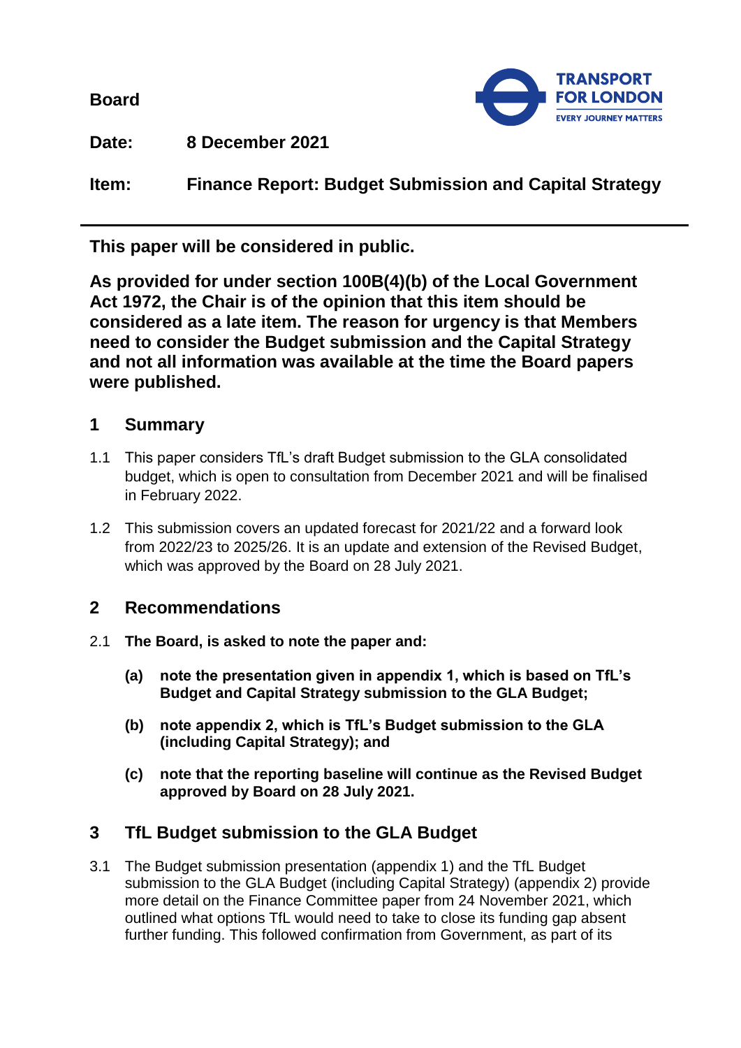**Board**

**Date:** **8 December 2021**

**Item:** **Finance Report: Budget Submission and Capital Strategy**

---

**This paper will be considered in public.**

**As provided for under section 100B(4)(b) of the Local Government Act 1972, the Chair is of the opinion that this item should be considered as a late item. The reason for urgency is that Members need to consider the Budget submission and the Capital Strategy and not all information was available at the time the Board papers were published.**

## 1 Summary

1.1 This paper considers TfL's draft Budget submission to the GLA consolidated budget, which is open to consultation from December 2021 and will be finalised in February 2022.

1.2 This submission covers an updated forecast for 2021/22 and a forward look from 2022/23 to 2025/26. It is an update and extension of the Revised Budget, which was approved by the Board on 28 July 2021.

## 2 Recommendations

2.1 **The Board, is asked to note the paper and:**

**(a) note the presentation given in appendix 1, which is based on TfL's Budget and Capital Strategy submission to the GLA Budget;**

**(b) note appendix 2, which is TfL's Budget submission to the GLA (including Capital Strategy); and**

**(c) note that the reporting baseline will continue as the Revised Budget approved by Board on 28 July 2021.**

## 3 TfL Budget submission to the GLA Budget

3.1 The Budget submission presentation (appendix 1) and the TfL Budget submission to the GLA Budget (including Capital Strategy) (appendix 2) provide more detail on the Finance Committee paper from 24 November 2021, which outlined what options TfL would need to take to close its funding gap absent further funding. This followed confirmation from Government, as part of its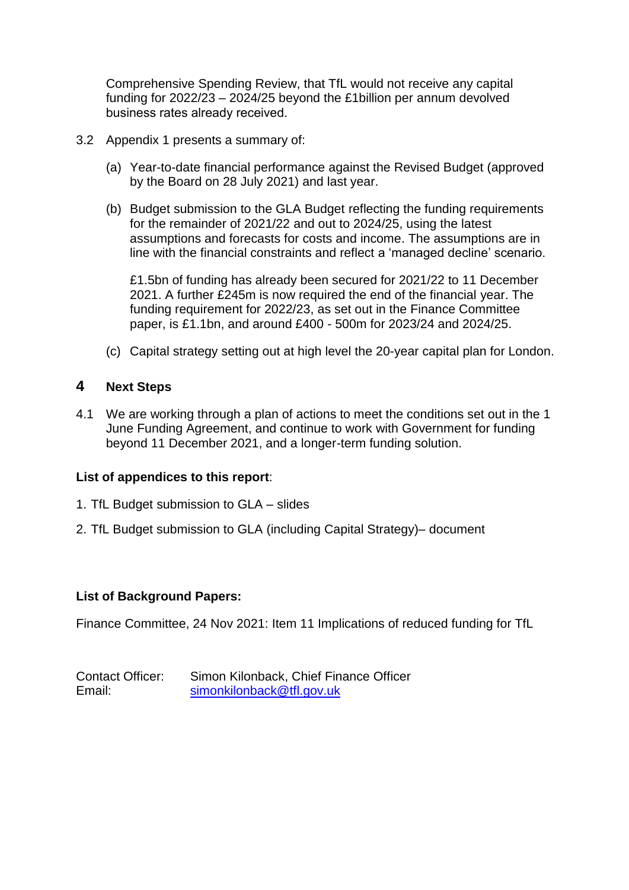Comprehensive Spending Review, that TfL would not receive any capital funding for 2022/23 – 2024/25 beyond the £1billion per annum devolved business rates already received.

3.2 Appendix 1 presents a summary of:

(a) Year-to-date financial performance against the Revised Budget (approved by the Board on 28 July 2021) and last year.

(b) Budget submission to the GLA Budget reflecting the funding requirements for the remainder of 2021/22 and out to 2024/25, using the latest assumptions and forecasts for costs and income. The assumptions are in line with the financial constraints and reflect a 'managed decline' scenario.

£1.5bn of funding has already been secured for 2021/22 to 11 December 2021. A further £245m is now required the end of the financial year. The funding requirement for 2022/23, as set out in the Finance Committee paper, is £1.1bn, and around £400 - 500m for 2023/24 and 2024/25.

(c) Capital strategy setting out at high level the 20-year capital plan for London.

## 4 Next Steps

4.1 We are working through a plan of actions to meet the conditions set out in the 1 June Funding Agreement, and continue to work with Government for funding beyond 11 December 2021, and a longer-term funding solution.

**List of appendices to this report**:

1. TfL Budget submission to GLA – slides
2. TfL Budget submission to GLA (including Capital Strategy)– document

**List of Background Papers:**

Finance Committee, 24 Nov 2021: Item 11 Implications of reduced funding for TfL

Contact Officer: Simon Kilonback, Chief Finance Officer
Email: simonkilonback@tfl.gov.uk